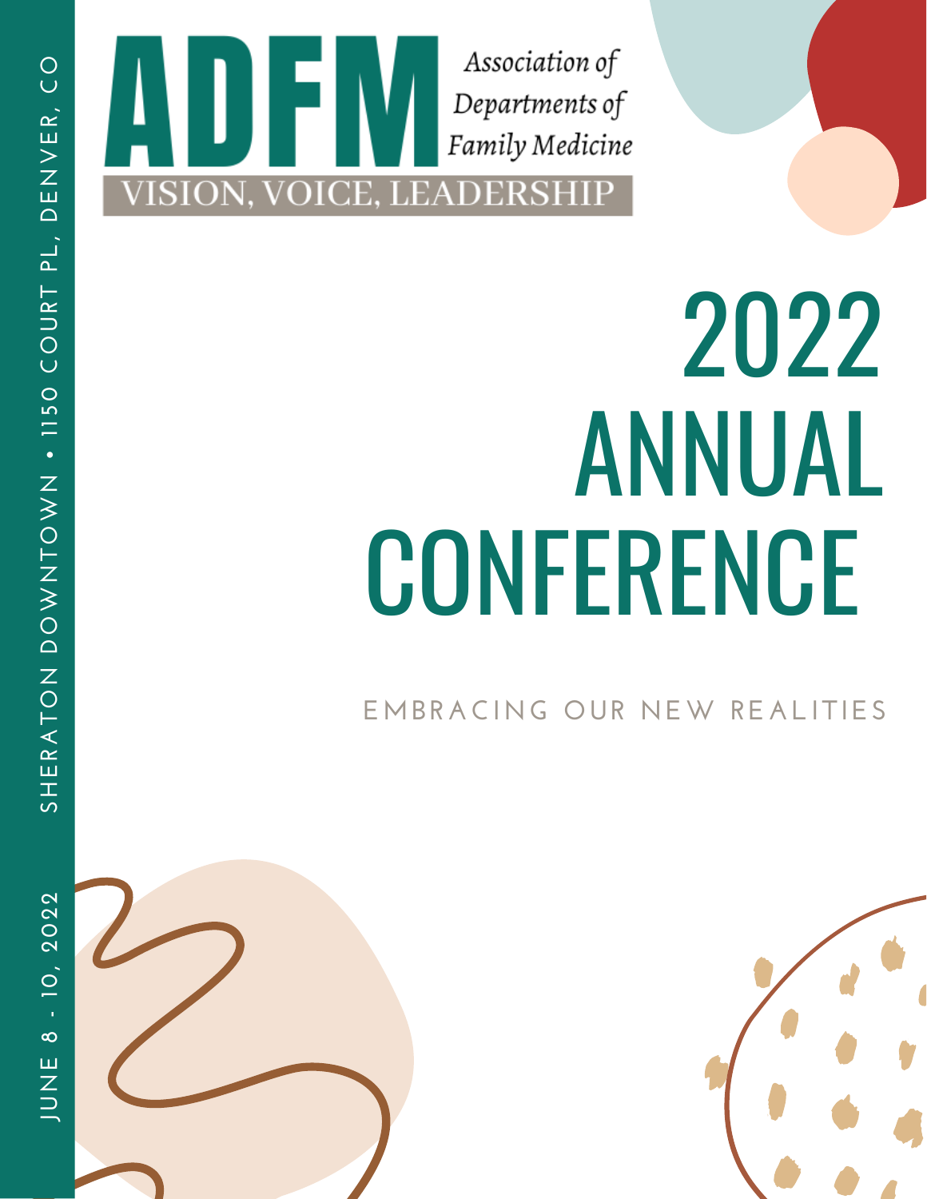**ADFM**

*Association of Departments of Family Medicine*

VISION, VOICE, LEADERSHIP

# 2022 ANNUAL CONFERENCE

EMBRACING OUR NEW REALITIES

JUNE 8 - 10, 2022 SHERATON DOWNTOWN • 1150 COURT PL, DENVER, CO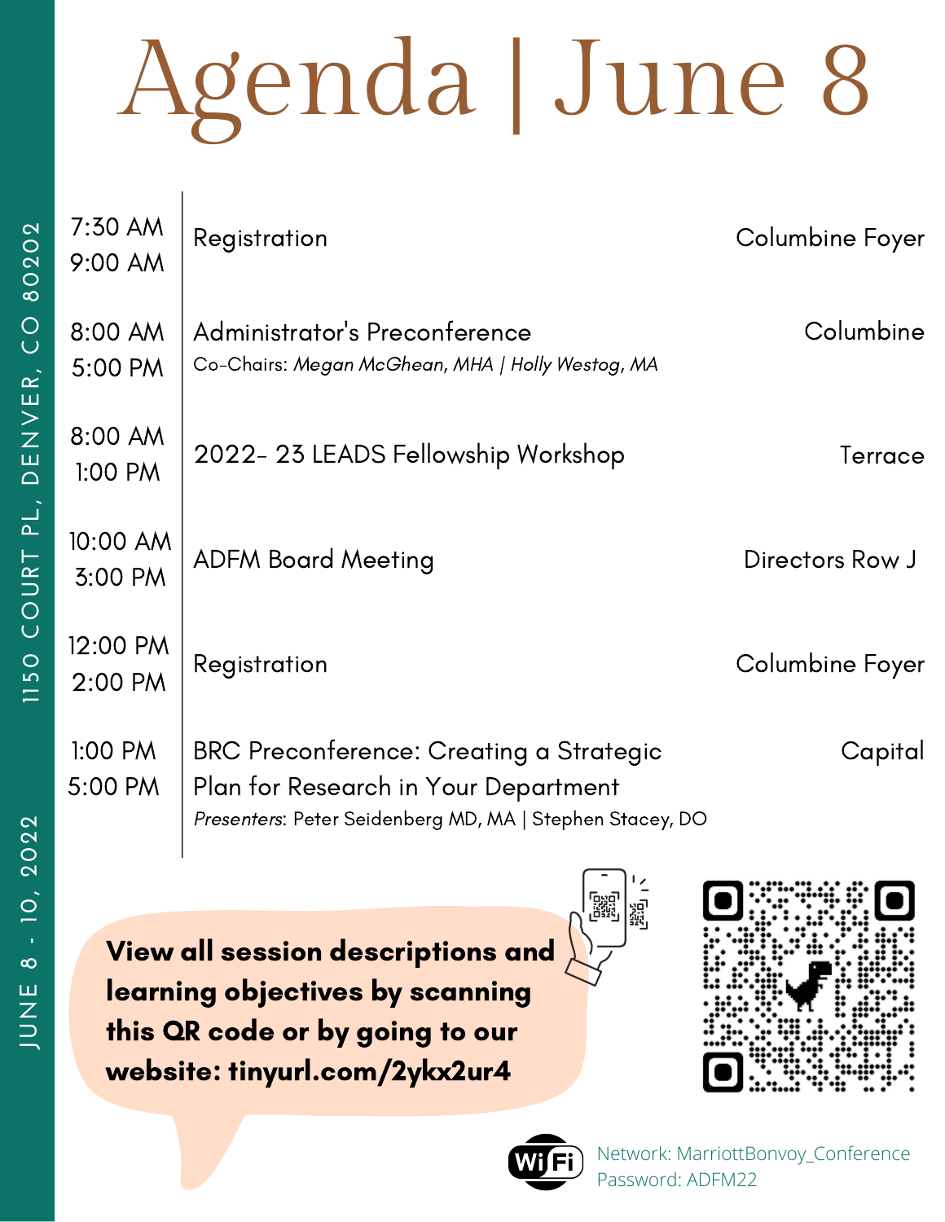# Agenda | June 8

| Time | Session | Location |
|---|---|---|
| 7:30 AM – 9:00 AM | Registration | Columbine Foyer |
| 8:00 AM – 5:00 PM | Administrator's Preconference<br>Co-Chairs: *Megan McGhean, MHA \| Holly Westog, MA* | Columbine |
| 8:00 AM – 1:00 PM | 2022- 23 LEADS Fellowship Workshop | Terrace |
| 10:00 AM – 3:00 PM | ADFM Board Meeting | Directors Row J |
| 12:00 PM – 2:00 PM | Registration | Columbine Foyer |
| 1:00 PM – 5:00 PM | BRC Preconference: Creating a Strategic Plan for Research in Your Department<br>*Presenters*: Peter Seidenberg MD, MA \| Stephen Stacey, DO | Capital |

**View all session descriptions and learning objectives by scanning this QR code or by going to our website: tinyurl.com/2ykx2ur4**

Network: MarriottBonvoy_Conference
Password: ADFM22

1150 COURT PL, DENVER, CO 80202

JUNE 8 - 10, 2022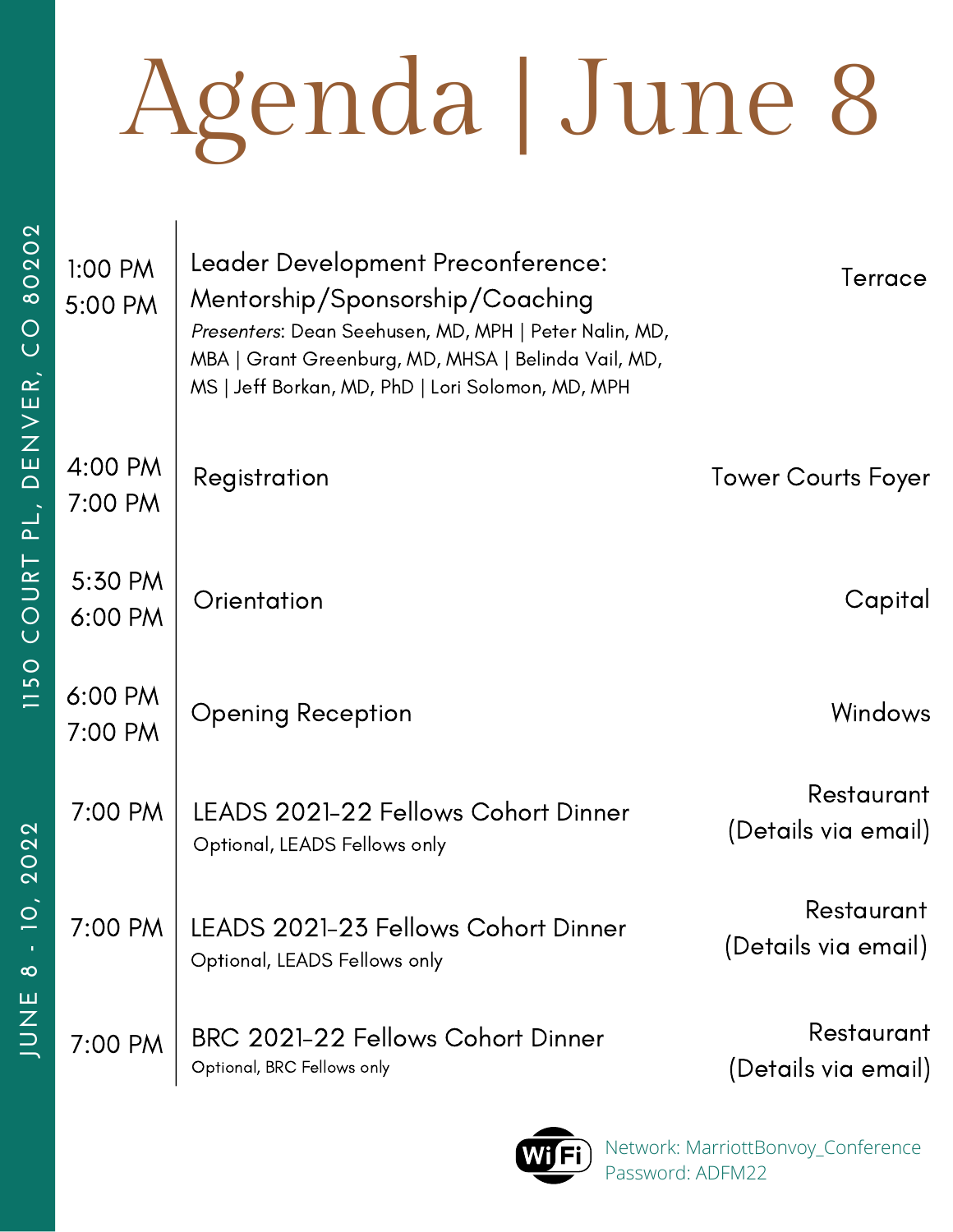# Agenda | June 8

| Time | Session | Location |
|---|---|---|
| 1:00 PM<br>5:00 PM | Leader Development Preconference: Mentorship/Sponsorship/Coaching<br>*Presenters*: Dean Seehusen, MD, MPH \| Peter Nalin, MD, MBA \| Grant Greenburg, MD, MHSA \| Belinda Vail, MD, MS \| Jeff Borkan, MD, PhD \| Lori Solomon, MD, MPH | Terrace |
| 4:00 PM<br>7:00 PM | Registration | Tower Courts Foyer |
| 5:30 PM<br>6:00 PM | Orientation | Capital |
| 6:00 PM<br>7:00 PM | Opening Reception | Windows |
| 7:00 PM | LEADS 2021-22 Fellows Cohort Dinner<br>Optional, LEADS Fellows only | Restaurant (Details via email) |
| 7:00 PM | LEADS 2021-23 Fellows Cohort Dinner<br>Optional, LEADS Fellows only | Restaurant (Details via email) |
| 7:00 PM | BRC 2021-22 Fellows Cohort Dinner<br>Optional, BRC Fellows only | Restaurant (Details via email) |

WiFi
Network: MarriottBonvoy_Conference
Password: ADFM22

1150 COURT PL, DENVER, CO 80202

JUNE 8 - 10, 2022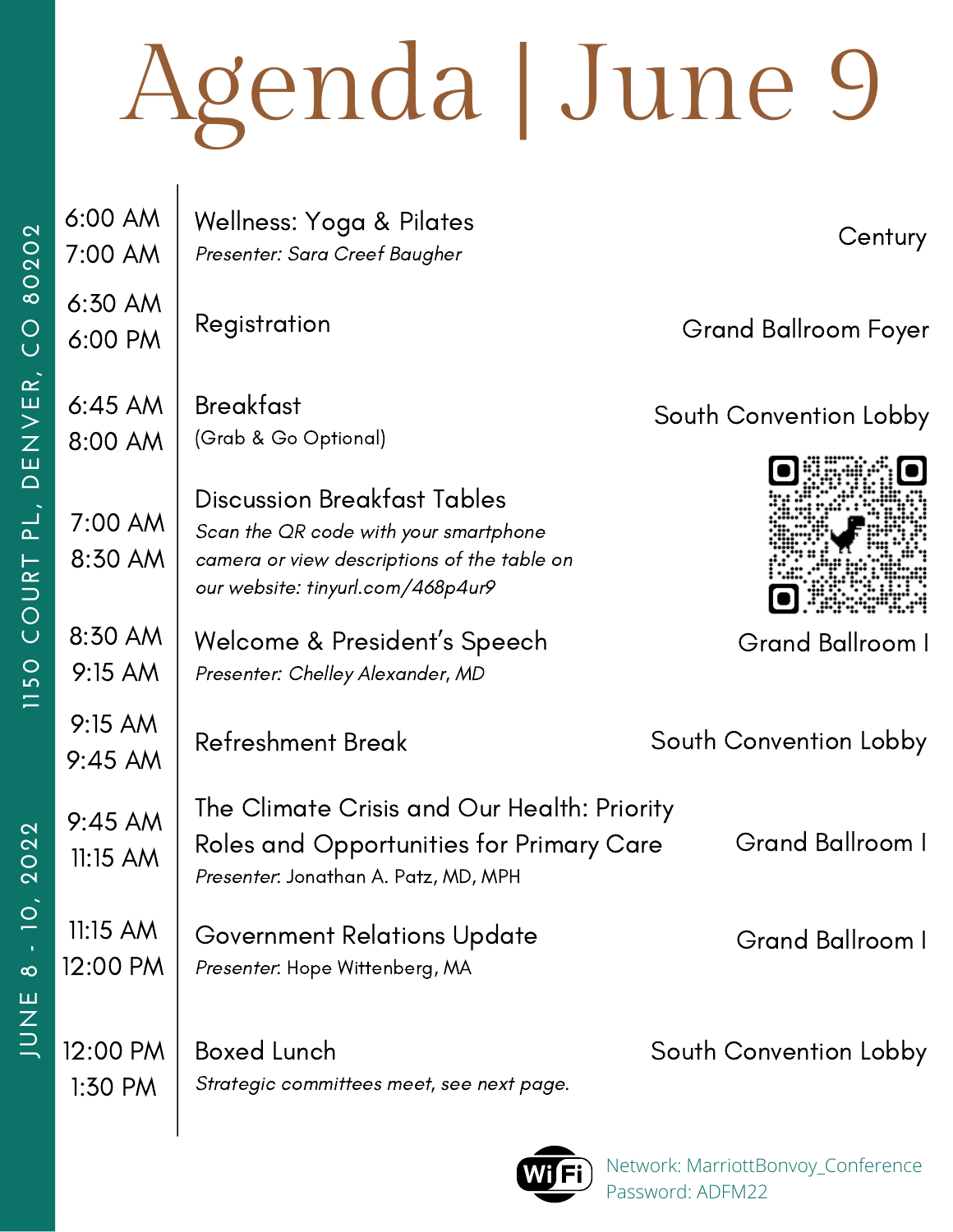# Agenda | June 9

1150 COURT PL, DENVER, CO 80202

JUNE 8 - 10, 2022

| Time | Session | Location |
| --- | --- | --- |
| 6:00 AM<br>7:00 AM | Wellness: Yoga & Pilates<br>*Presenter: Sara Creef Baugher* | Century |
| 6:30 AM<br>6:00 PM | Registration | Grand Ballroom Foyer |
| 6:45 AM<br>8:00 AM | Breakfast<br>(Grab & Go Optional) | South Convention Lobby |
| 7:00 AM<br>8:30 AM | Discussion Breakfast Tables<br>*Scan the QR code with your smartphone camera or view descriptions of the table on our website: tinyurl.com/468p4ur9* | |
| 8:30 AM<br>9:15 AM | Welcome & President's Speech<br>*Presenter: Chelley Alexander, MD* | Grand Ballroom I |
| 9:15 AM<br>9:45 AM | Refreshment Break | South Convention Lobby |
| 9:45 AM<br>11:15 AM | The Climate Crisis and Our Health: Priority Roles and Opportunities for Primary Care<br>*Presenter*: Jonathan A. Patz, MD, MPH | Grand Ballroom I |
| 11:15 AM<br>12:00 PM | Government Relations Update<br>*Presenter*: Hope Wittenberg, MA | Grand Ballroom I |
| 12:00 PM<br>1:30 PM | Boxed Lunch<br>*Strategic committees meet, see next page.* | South Convention Lobby |

WiFi
Network: MarriottBonvoy_Conference
Password: ADFM22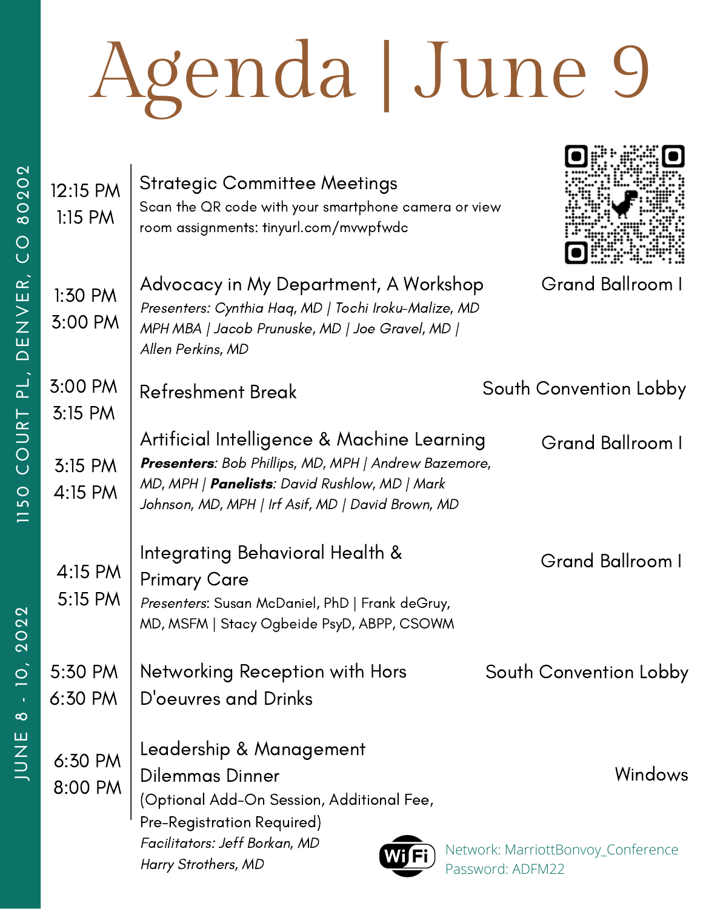# Agenda | June 9

1150 COURT PL, DENVER, CO 80202

JUNE 8 - 10, 2022

| Time | Session | Location |
|---|---|---|
| 12:15 PM<br>1:15 PM | **Strategic Committee Meetings**<br>Scan the QR code with your smartphone camera or view room assignments: tinyurl.com/mvwpfwdc | |
| 1:30 PM<br>3:00 PM | **Advocacy in My Department, A Workshop**<br>*Presenters: Cynthia Haq, MD \| Tochi Iroku-Malize, MD MPH MBA \| Jacob Prunuske, MD \| Joe Gravel, MD \| Allen Perkins, MD* | Grand Ballroom I |
| 3:00 PM<br>3:15 PM | **Refreshment Break** | South Convention Lobby |
| 3:15 PM<br>4:15 PM | **Artificial Intelligence & Machine Learning**<br>***Presenters**: Bob Phillips, MD, MPH \| Andrew Bazemore, MD, MPH \| **Panelists**: David Rushlow, MD \| Mark Johnson, MD, MPH \| Irf Asif, MD \| David Brown, MD* | Grand Ballroom I |
| 4:15 PM<br>5:15 PM | **Integrating Behavioral Health & Primary Care**<br>*Presenters*: Susan McDaniel, PhD \| Frank deGruy, MD, MSFM \| Stacy Ogbeide PsyD, ABPP, CSOWM | Grand Ballroom I |
| 5:30 PM<br>6:30 PM | **Networking Reception with Hors D'oeuvres and Drinks** | South Convention Lobby |
| 6:30 PM<br>8:00 PM | **Leadership & Management Dilemmas Dinner**<br>(Optional Add-On Session, Additional Fee, Pre-Registration Required)<br>*Facilitators: Jeff Borkan, MD<br>Harry Strothers, MD* | Windows |

WiFi
Network: MarriottBonvoy_Conference
Password: ADFM22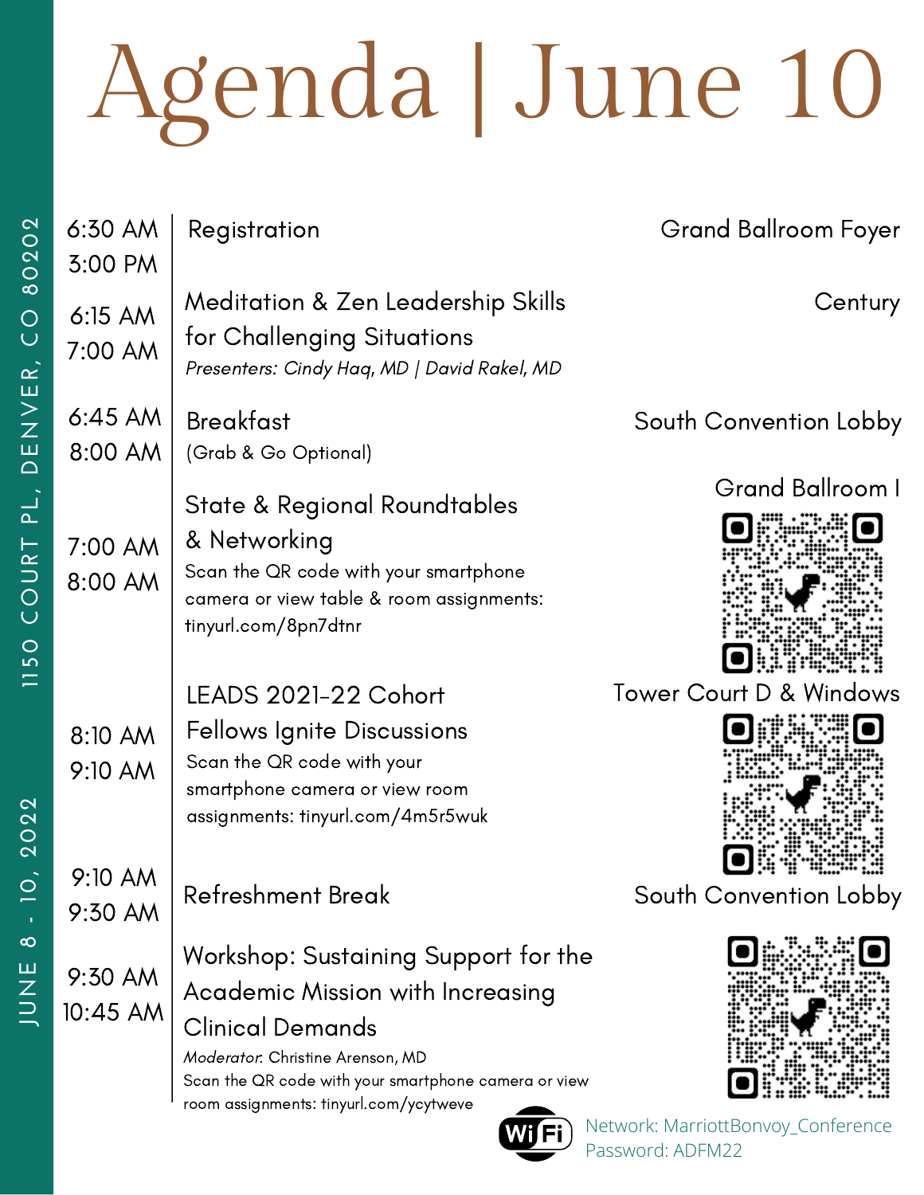# Agenda | June 10

1150 COURT PL, DENVER, CO 80202

JUNE 8 - 10, 2022

| Time | Session | Location |
| --- | --- | --- |
| 6:30 AM<br>3:00 PM | Registration | Grand Ballroom Foyer |
| 6:15 AM<br>7:00 AM | Meditation & Zen Leadership Skills for Challenging Situations<br>*Presenters: Cindy Haq, MD \| David Rakel, MD* | Century |
| 6:45 AM<br>8:00 AM | Breakfast<br>(Grab & Go Optional) | South Convention Lobby |
| 7:00 AM<br>8:00 AM | State & Regional Roundtables & Networking<br>Scan the QR code with your smartphone camera or view table & room assignments: tinyurl.com/8pn7dtnr | Grand Ballroom I |
| 8:10 AM<br>9:10 AM | LEADS 2021-22 Cohort Fellows Ignite Discussions<br>Scan the QR code with your smartphone camera or view room assignments: tinyurl.com/4m5r5wuk | Tower Court D & Windows |
| 9:10 AM<br>9:30 AM | Refreshment Break | South Convention Lobby |
| 9:30 AM<br>10:45 AM | Workshop: Sustaining Support for the Academic Mission with Increasing Clinical Demands<br>*Moderator:* Christine Arenson, MD<br>Scan the QR code with your smartphone camera or view room assignments: tinyurl.com/ycytweve | |

WiFi
Network: MarriottBonvoy_Conference
Password: ADFM22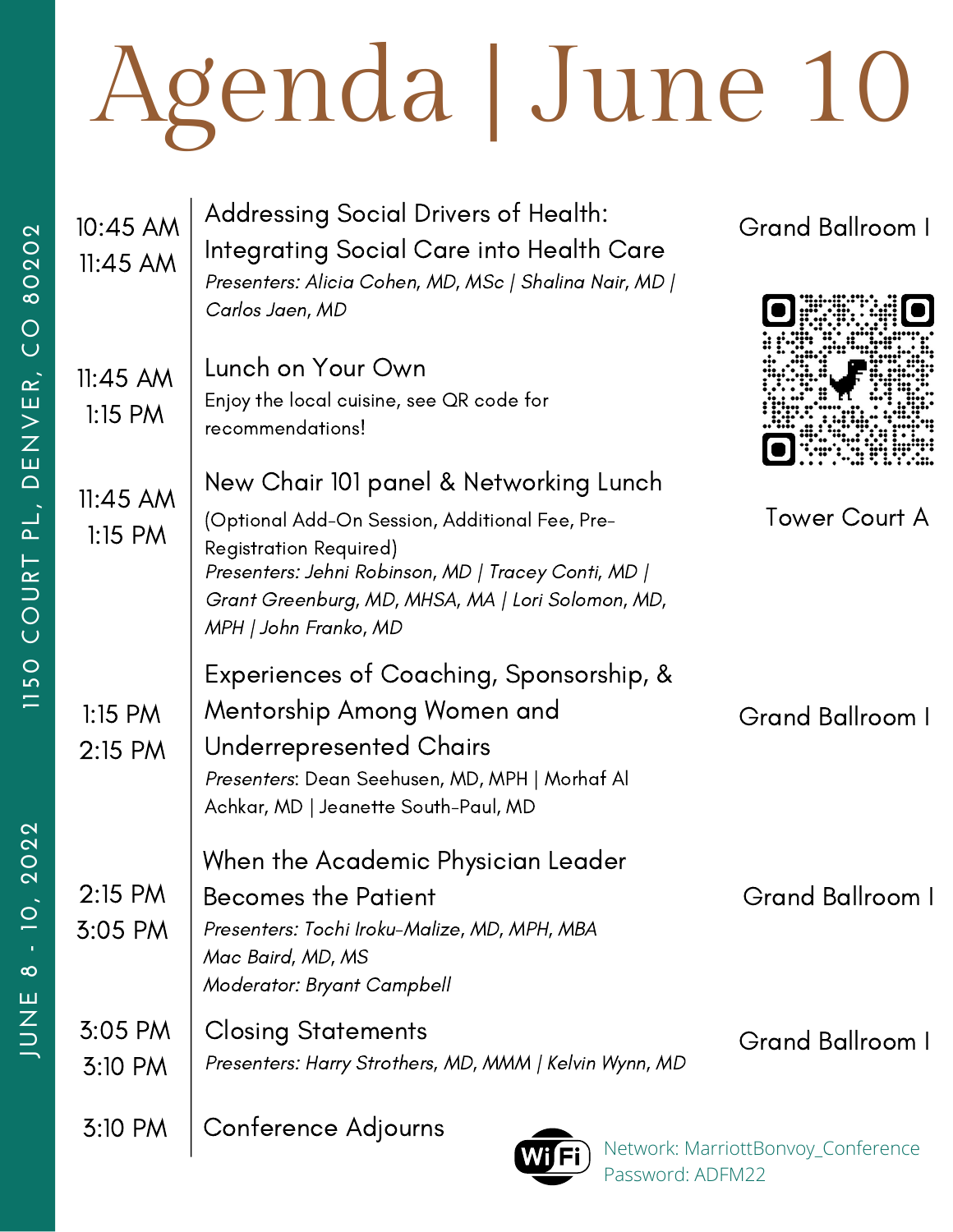# Agenda | June 10

JUNE 8 - 10, 2022 | 1150 COURT PL, DENVER, CO 80202

| Time | Session | Location |
|---|---|---|
| 10:45 AM – 11:45 AM | **Addressing Social Drivers of Health: Integrating Social Care into Health Care**<br>*Presenters: Alicia Cohen, MD, MSc \| Shalina Nair, MD \| Carlos Jaen, MD* | Grand Ballroom I |
| 11:45 AM – 1:15 PM | **Lunch on Your Own**<br>Enjoy the local cuisine, see QR code for recommendations! | |
| 11:45 AM – 1:15 PM | **New Chair 101 panel & Networking Lunch**<br>(Optional Add-On Session, Additional Fee, Pre-Registration Required)<br>*Presenters: Jehni Robinson, MD \| Tracey Conti, MD \| Grant Greenburg, MD, MHSA, MA \| Lori Solomon, MD, MPH \| John Franko, MD* | Tower Court A |
| 1:15 PM – 2:15 PM | **Experiences of Coaching, Sponsorship, & Mentorship Among Women and Underrepresented Chairs**<br>*Presenters*: Dean Seehusen, MD, MPH \| Morhaf Al Achkar, MD \| Jeanette South-Paul, MD | Grand Ballroom I |
| 2:15 PM – 3:05 PM | **When the Academic Physician Leader Becomes the Patient**<br>*Presenters: Tochi Iroku-Malize, MD, MPH, MBA*<br>*Mac Baird, MD, MS*<br>*Moderator: Bryant Campbell* | Grand Ballroom I |
| 3:05 PM – 3:10 PM | **Closing Statements**<br>*Presenters: Harry Strothers, MD, MMM \| Kelvin Wynn, MD* | Grand Ballroom I |
| 3:10 PM | **Conference Adjourns** | |

WiFi Network: MarriottBonvoy_Conference
Password: ADFM22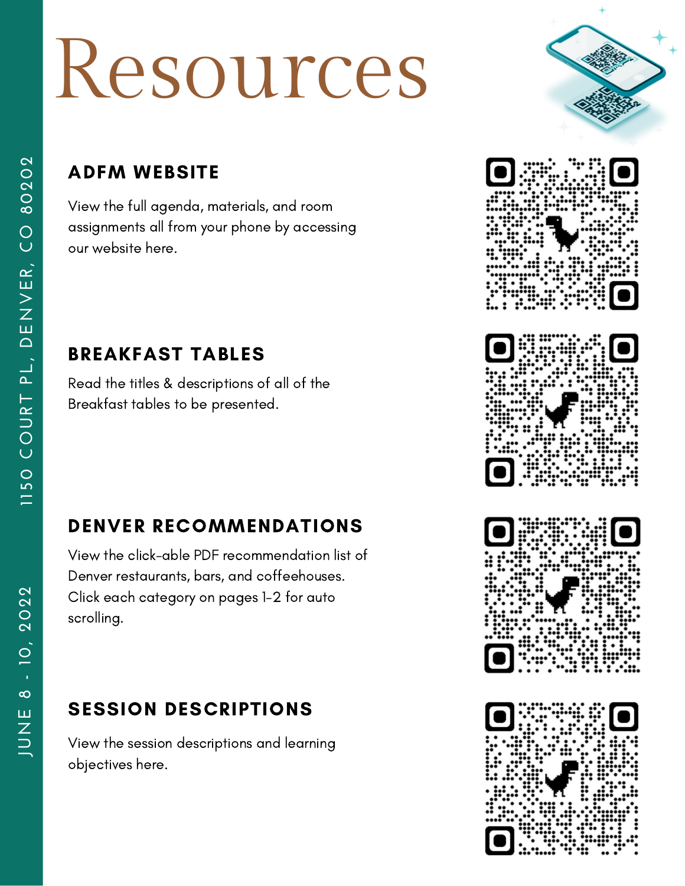# Resources

JUNE 8 - 10, 2022

1150 COURT PL, DENVER, CO 80202

## ADFM WEBSITE

View the full agenda, materials, and room assignments all from your phone by accessing our website here.

## BREAKFAST TABLES

Read the titles & descriptions of all of the Breakfast tables to be presented.

## DENVER RECOMMENDATIONS

View the click-able PDF recommendation list of Denver restaurants, bars, and coffeehouses. Click each category on pages 1-2 for auto scrolling.

## SESSION DESCRIPTIONS

View the session descriptions and learning objectives here.